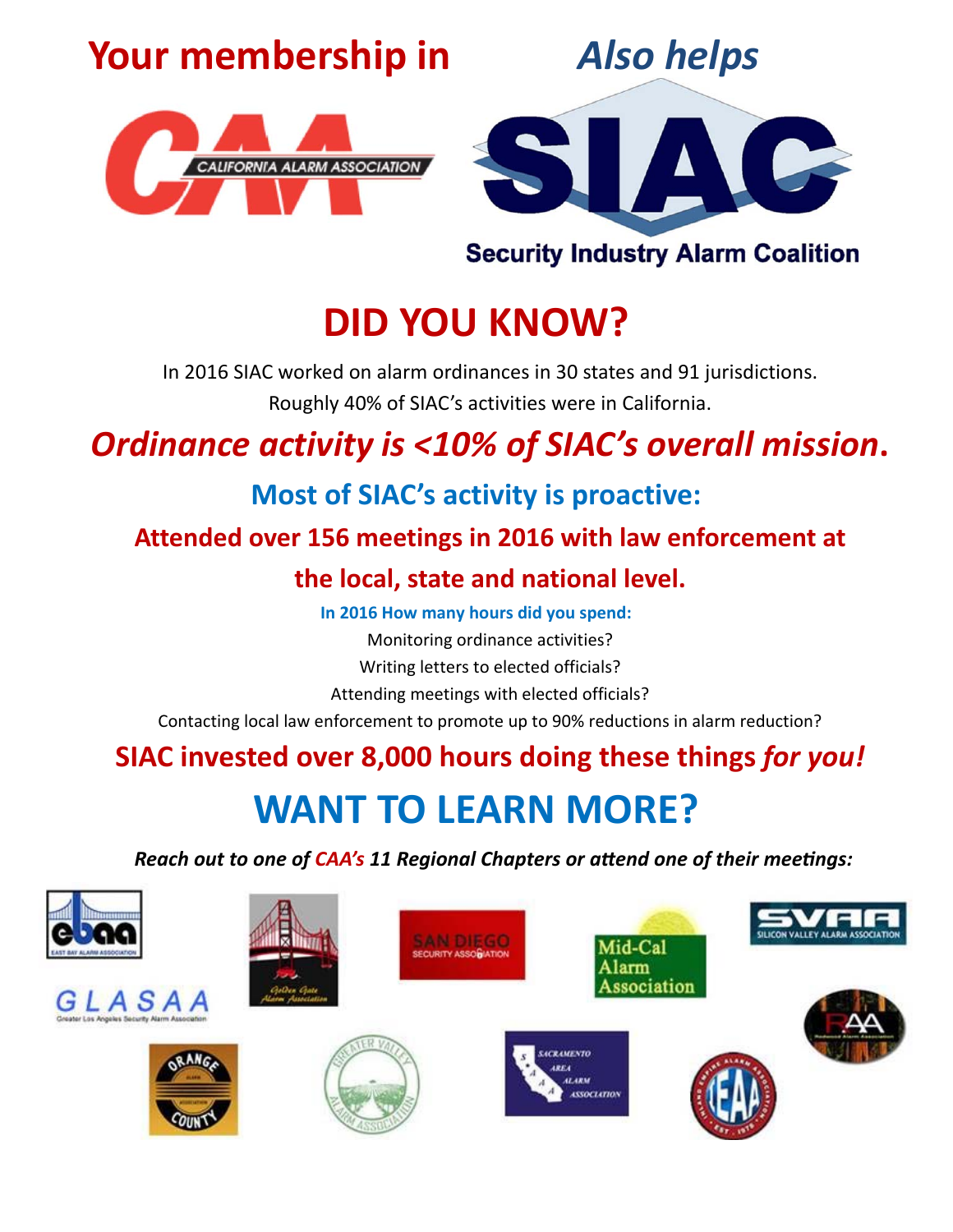# Your membership in

CALIFORNIA ALARM ASSOCIATION

# *Also helps*

SIAC

Security Industry Alarm Coalition

# DID YOU KNOW?

In 2016 SIAC worked on alarm ordinances in 30 states and 91 jurisdictions.

Roughly 40% of SIAC's activities were in California.

## *Ordinance activity is <10% of SIAC's overall mission*.

### Most of SIAC's activity is proactive:

### Attended over 156 meetings in 2016 with law enforcement at the local, state and national level.

**In 2016 How many hours did you spend:**

Monitoring ordinance activities?

Writing letters to elected officials?

Attending meetings with elected officials?

Contacting local law enforcement to promote up to 90% reductions in alarm reduction?

### SIAC invested over 8,000 hours doing these things *for you!*

# WANT TO LEARN MORE?

***Reach out to one of CAA's 11 Regional Chapters or attend one of their meetings:***

EBAA – East Bay Alarm Association

Golden Gate Alarm Association

San Diego Security Association

Mid-Cal Alarm Association

SVAA – Silicon Valley Alarm Association

GLASAA – Greater Los Angeles Security Alarm Association

RAA – Redwood Alarm Association

Orange County Alarm Association

Greater Valley Alarm Association

Sacramento Area Alarm Association

IEAA – Inland Empire Alarm Association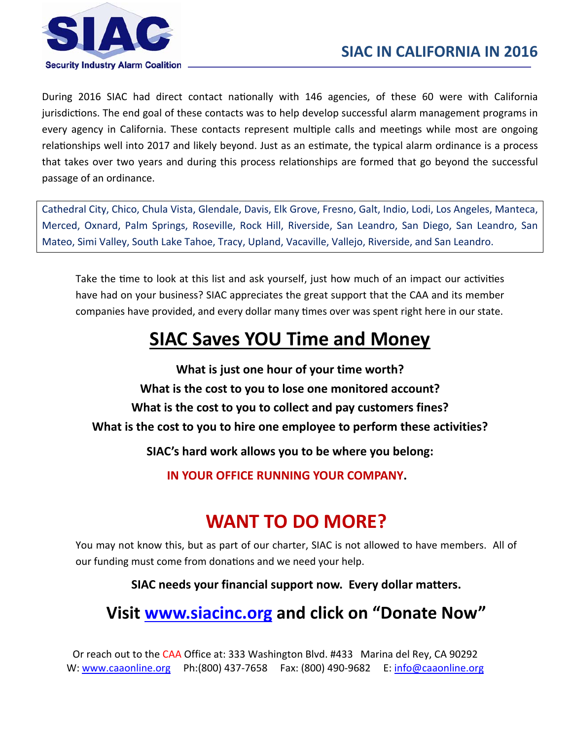**SIAC**

**Security Industry Alarm Coalition**

# SIAC IN CALIFORNIA IN 2016

During 2016 SIAC had direct contact nationally with 146 agencies, of these 60 were with California jurisdictions. The end goal of these contacts was to help develop successful alarm management programs in every agency in California. These contacts represent multiple calls and meetings while most are ongoing relationships well into 2017 and likely beyond. Just as an estimate, the typical alarm ordinance is a process that takes over two years and during this process relationships are formed that go beyond the successful passage of an ordinance.

Cathedral City, Chico, Chula Vista, Glendale, Davis, Elk Grove, Fresno, Galt, Indio, Lodi, Los Angeles, Manteca, Merced, Oxnard, Palm Springs, Roseville, Rock Hill, Riverside, San Leandro, San Diego, San Leandro, San Mateo, Simi Valley, South Lake Tahoe, Tracy, Upland, Vacaville, Vallejo, Riverside, and San Leandro.

Take the time to look at this list and ask yourself, just how much of an impact our activities have had on your business? SIAC appreciates the great support that the CAA and its member companies have provided, and every dollar many times over was spent right here in our state.

## SIAC Saves YOU Time and Money

**What is just one hour of your time worth?**

**What is the cost to you to lose one monitored account?**

**What is the cost to you to collect and pay customers fines?**

**What is the cost to you to hire one employee to perform these activities?**

**SIAC's hard work allows you to be where you belong:**

**IN YOUR OFFICE RUNNING YOUR COMPANY.**

## WANT TO DO MORE?

You may not know this, but as part of our charter, SIAC is not allowed to have members. All of our funding must come from donations and we need your help.

**SIAC needs your financial support now. Every dollar matters.**

### Visit [www.siacinc.org](http://www.siacinc.org) and click on "Donate Now"

Or reach out to the CAA Office at: 333 Washington Blvd. #433 Marina del Rey, CA 90292
W: [www.caaonline.org](http://www.caaonline.org) Ph:(800) 437-7658 Fax: (800) 490-9682 E: [info@caaonline.org](mailto:info@caaonline.org)